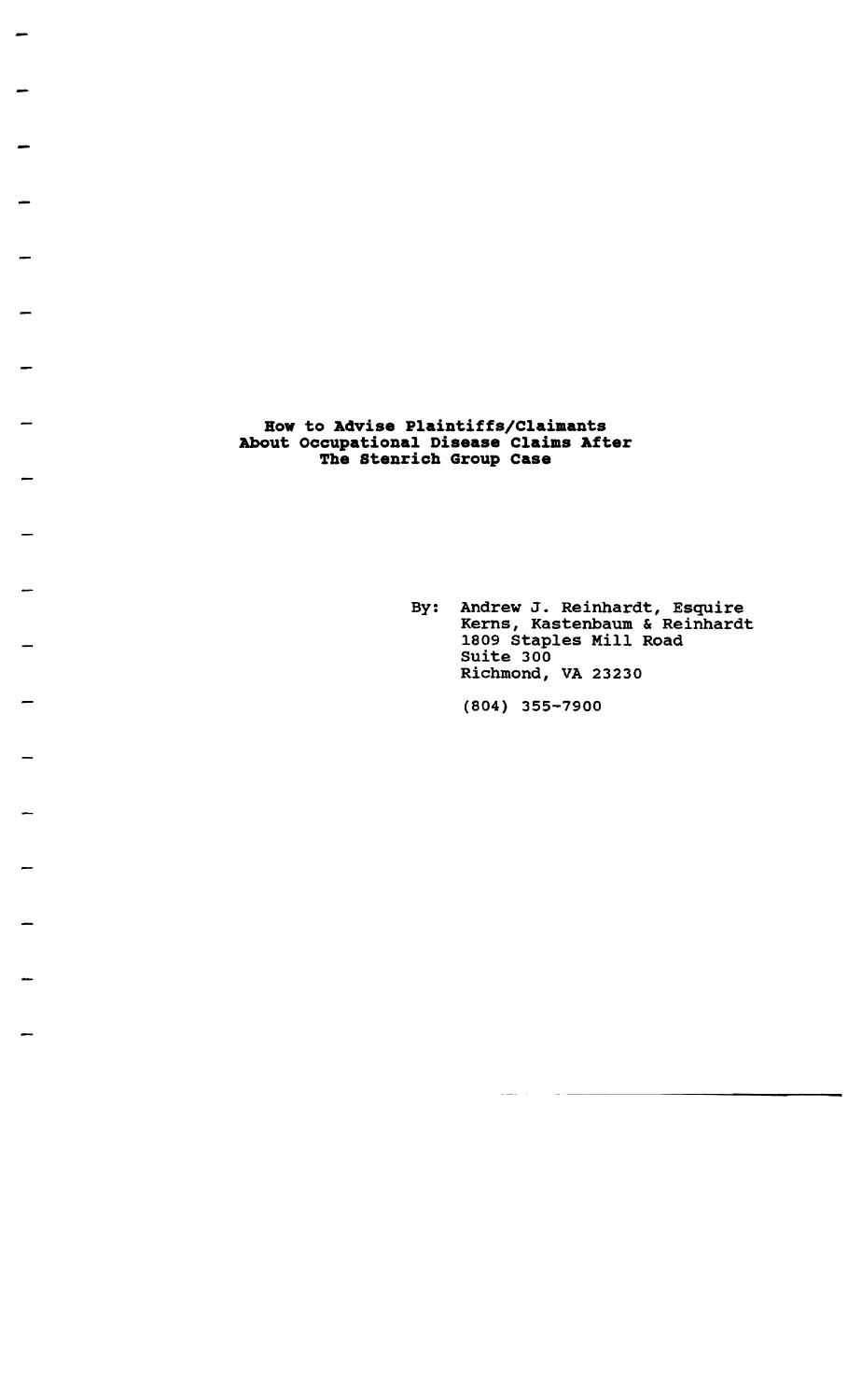# How to Advise Plaintiffs/Claimants About Occupational Disease Claims After The Stenrich Group Case

By: Andrew J. Reinhardt, Esquire
Kerns, Kastenbaum & Reinhardt
1809 Staples Mill Road
Suite 300
Richmond, VA 23230

(804) 355-7900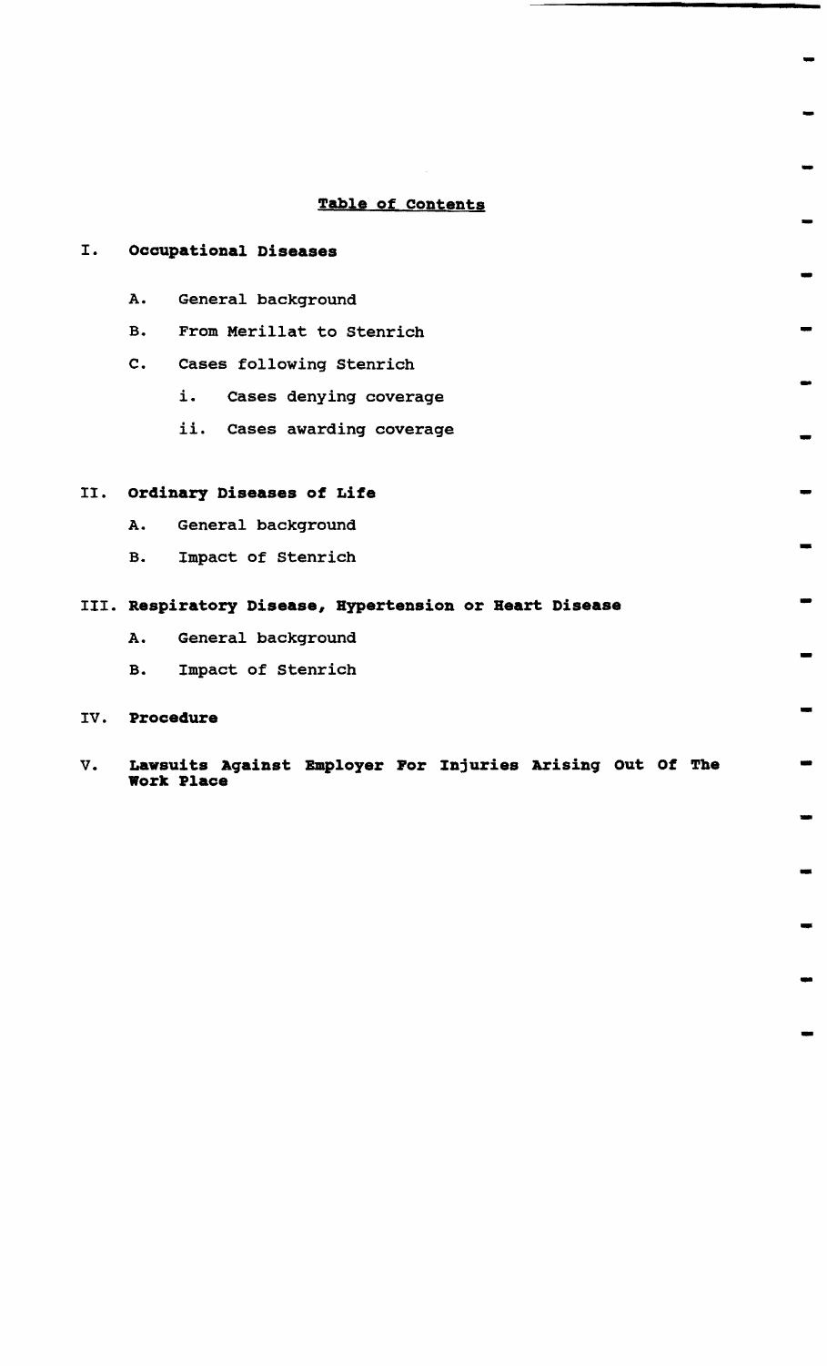## Table of Contents

**I. Occupational Diseases**

- A. General background
- B. From Merillat to Stenrich
- C. Cases following Stenrich
  - i. Cases denying coverage
  - ii. Cases awarding coverage

**II. Ordinary Diseases of Life**

- A. General background
- B. Impact of Stenrich

**III. Respiratory Disease, Hypertension or Heart Disease**

- A. General background
- B. Impact of Stenrich

**IV. Procedure**

**V. Lawsuits Against Employer For Injuries Arising Out Of The Work Place**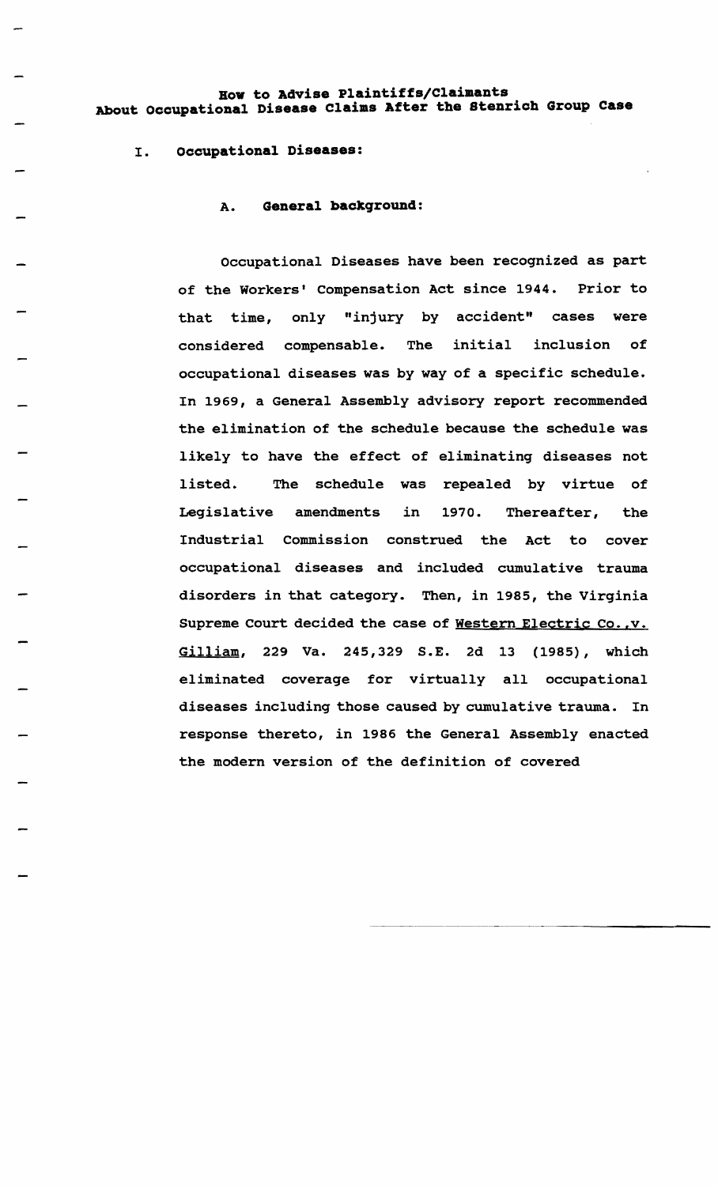# How to Advise Plaintiffs/Claimants About Occupational Disease Claims After the Stenrich Group Case

## I. Occupational Diseases:

### A. General background:

Occupational Diseases have been recognized as part of the Workers' Compensation Act since 1944. Prior to that time, only "injury by accident" cases were considered compensable. The initial inclusion of occupational diseases was by way of a specific schedule. In 1969, a General Assembly advisory report recommended the elimination of the schedule because the schedule was likely to have the effect of eliminating diseases not listed. The schedule was repealed by virtue of Legislative amendments in 1970. Thereafter, the Industrial Commission construed the Act to cover occupational diseases and included cumulative trauma disorders in that category. Then, in 1985, the Virginia Supreme Court decided the case of Western Electric Co.,v. Gilliam, 229 Va. 245,329 S.E. 2d 13 (1985), which eliminated coverage for virtually all occupational diseases including those caused by cumulative trauma. In response thereto, in 1986 the General Assembly enacted the modern version of the definition of covered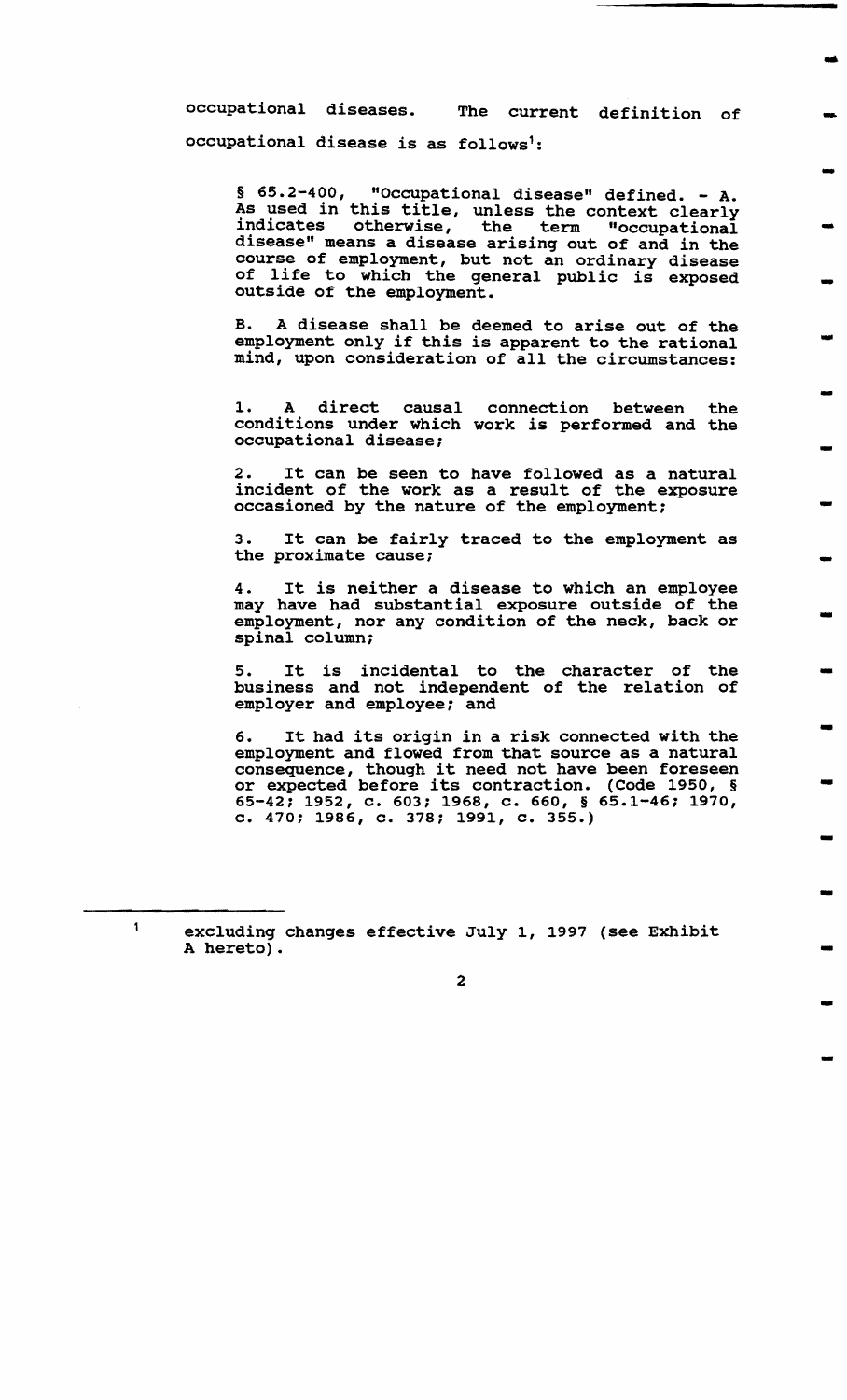occupational diseases. The current definition of occupational disease is as follows[1]:

> § 65.2-400, "Occupational disease" defined. - A. As used in this title, unless the context clearly indicates otherwise, the term "occupational disease" means a disease arising out of and in the course of employment, but not an ordinary disease of life to which the general public is exposed outside of the employment.
>
> B. A disease shall be deemed to arise out of the employment only if this is apparent to the rational mind, upon consideration of all the circumstances:
>
> 1. A direct causal connection between the conditions under which work is performed and the occupational disease;
>
> 2. It can be seen to have followed as a natural incident of the work as a result of the exposure occasioned by the nature of the employment;
>
> 3. It can be fairly traced to the employment as the proximate cause;
>
> 4. It is neither a disease to which an employee may have had substantial exposure outside of the employment, nor any condition of the neck, back or spinal column;
>
> 5. It is incidental to the character of the business and not independent of the relation of employer and employee; and
>
> 6. It had its origin in a risk connected with the employment and flowed from that source as a natural consequence, though it need not have been foreseen or expected before its contraction. (Code 1950, § 65-42; 1952, c. 603; 1968, c. 660, § 65.1-46; 1970, c. 470; 1986, c. 378; 1991, c. 355.)

---

[1] excluding changes effective July 1, 1997 (see Exhibit A hereto).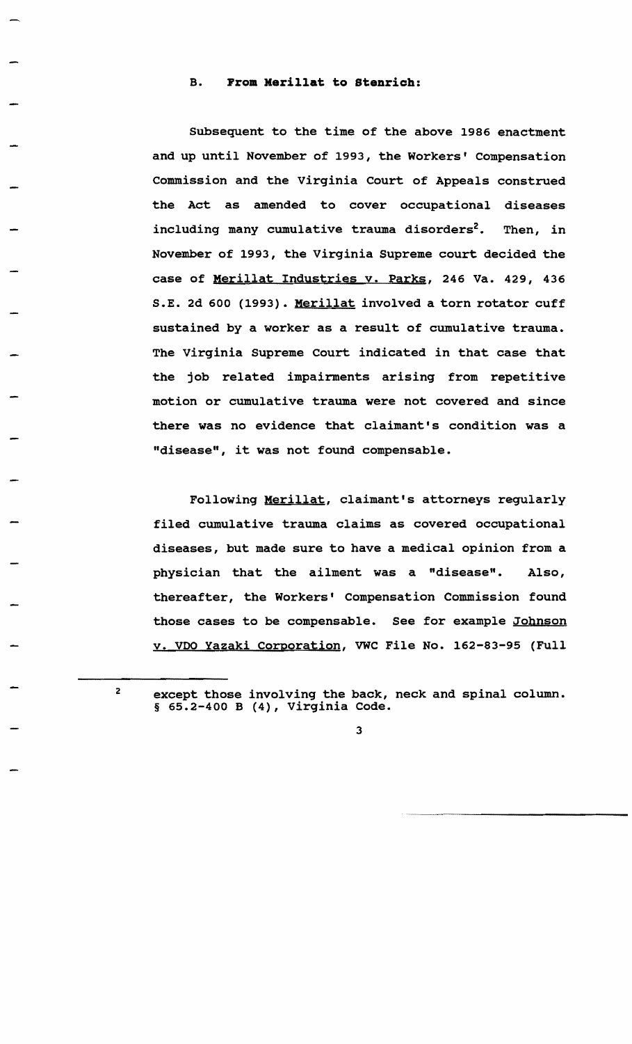### B. From Merillat to Stenrich:

Subsequent to the time of the above 1986 enactment and up until November of 1993, the Workers' Compensation Commission and the Virginia Court of Appeals construed the Act as amended to cover occupational diseases including many cumulative trauma disorders[2]. Then, in November of 1993, the Virginia Supreme court decided the case of Merillat Industries v. Parks, 246 Va. 429, 436 S.E. 2d 600 (1993). Merillat involved a torn rotator cuff sustained by a worker as a result of cumulative trauma. The Virginia Supreme Court indicated in that case that the job related impairments arising from repetitive motion or cumulative trauma were not covered and since there was no evidence that claimant's condition was a "disease", it was not found compensable.

Following Merillat, claimant's attorneys regularly filed cumulative trauma claims as covered occupational diseases, but made sure to have a medical opinion from a physician that the ailment was a "disease". Also, thereafter, the Workers' Compensation Commission found those cases to be compensable. See for example Johnson v. VDO Yazaki Corporation, VWC File No. 162-83-95 (Full

---

[2] except those involving the back, neck and spinal column. § 65.2-400 B (4), Virginia Code.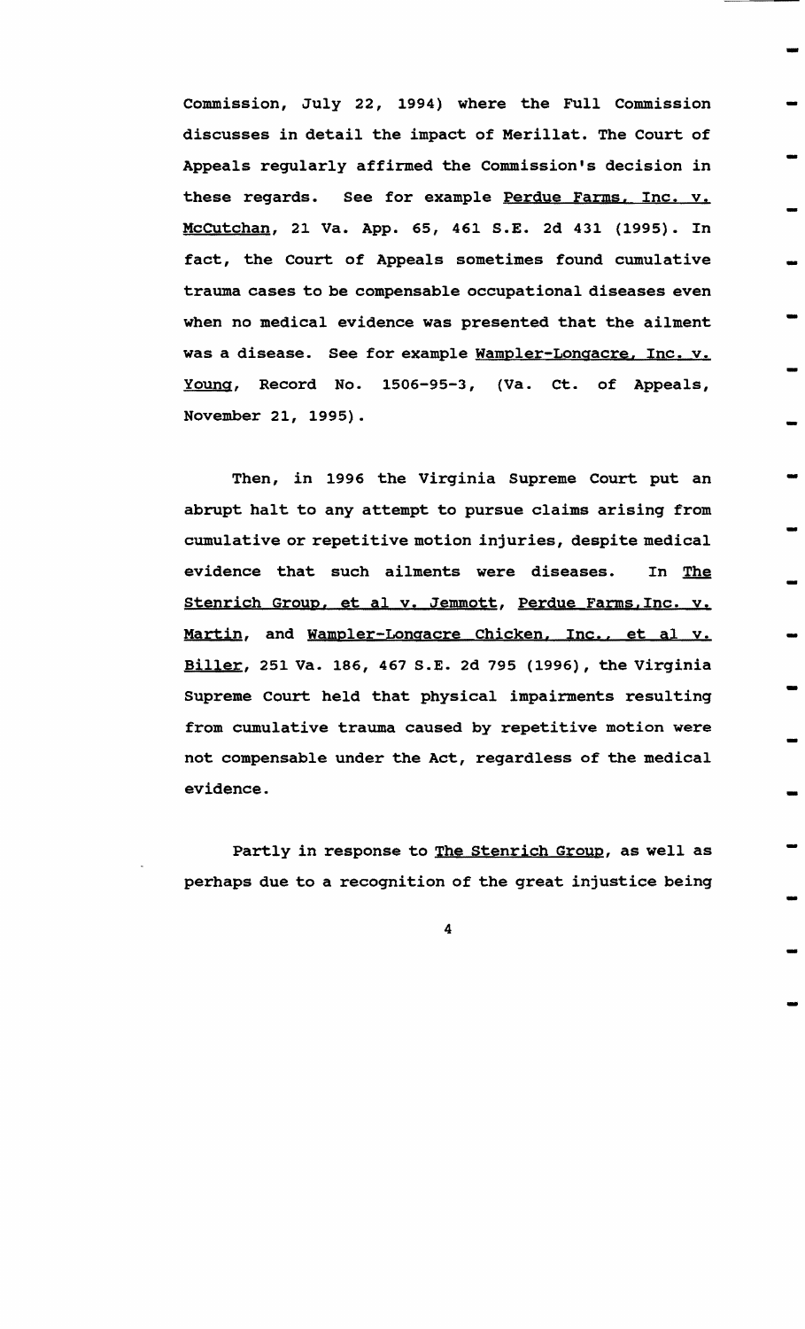Commission, July 22, 1994) where the Full Commission discusses in detail the impact of Merillat. The Court of Appeals regularly affirmed the Commission's decision in these regards. See for example Perdue Farms, Inc. v. McCutchan, 21 Va. App. 65, 461 S.E. 2d 431 (1995). In fact, the Court of Appeals sometimes found cumulative trauma cases to be compensable occupational diseases even when no medical evidence was presented that the ailment was a disease. See for example Wampler-Longacre, Inc. v. Young, Record No. 1506-95-3, (Va. Ct. of Appeals, November 21, 1995).

Then, in 1996 the Virginia Supreme Court put an abrupt halt to any attempt to pursue claims arising from cumulative or repetitive motion injuries, despite medical evidence that such ailments were diseases. In The Stenrich Group, et al v. Jemmott, Perdue Farms, Inc. v. Martin, and Wampler-Longacre Chicken, Inc., et al v. Biller, 251 Va. 186, 467 S.E. 2d 795 (1996), the Virginia Supreme Court held that physical impairments resulting from cumulative trauma caused by repetitive motion were not compensable under the Act, regardless of the medical evidence.

Partly in response to The Stenrich Group, as well as perhaps due to a recognition of the great injustice being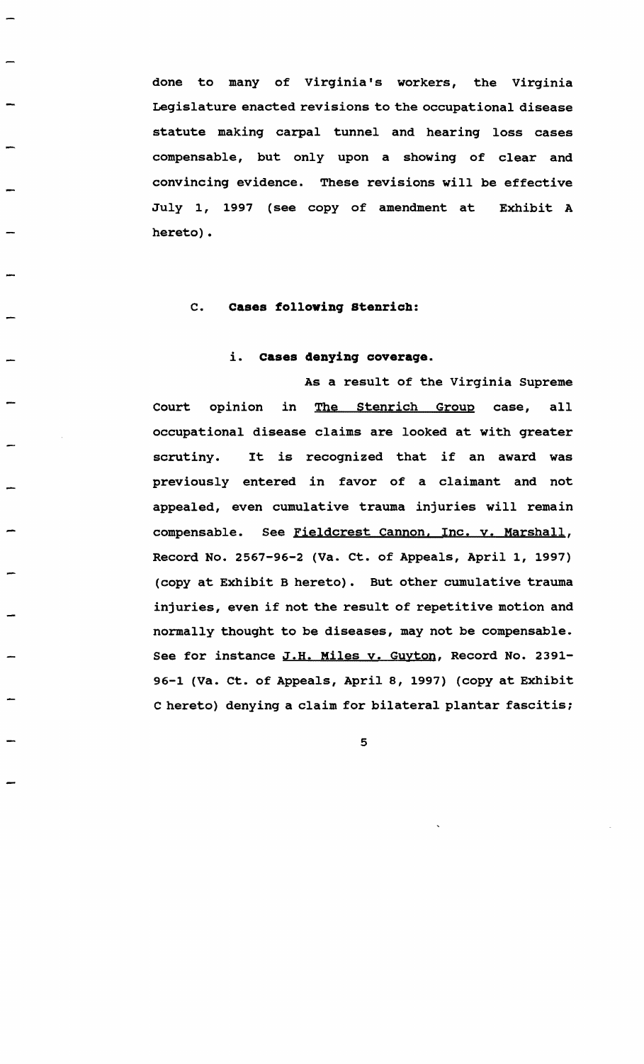done to many of Virginia's workers, the Virginia Legislature enacted revisions to the occupational disease statute making carpal tunnel and hearing loss cases compensable, but only upon a showing of clear and convincing evidence. These revisions will be effective July 1, 1997 (see copy of amendment at Exhibit A hereto).

### C. Cases following Stenrich:

#### i. Cases denying coverage.

As a result of the Virginia Supreme Court opinion in The Stenrich Group case, all occupational disease claims are looked at with greater scrutiny. It is recognized that if an award was previously entered in favor of a claimant and not appealed, even cumulative trauma injuries will remain compensable. See Fieldcrest Cannon, Inc. v. Marshall, Record No. 2567-96-2 (Va. Ct. of Appeals, April 1, 1997) (copy at Exhibit B hereto). But other cumulative trauma injuries, even if not the result of repetitive motion and normally thought to be diseases, may not be compensable. See for instance J.H. Miles v. Guyton, Record No. 2391-96-1 (Va. Ct. of Appeals, April 8, 1997) (copy at Exhibit C hereto) denying a claim for bilateral plantar fascitis;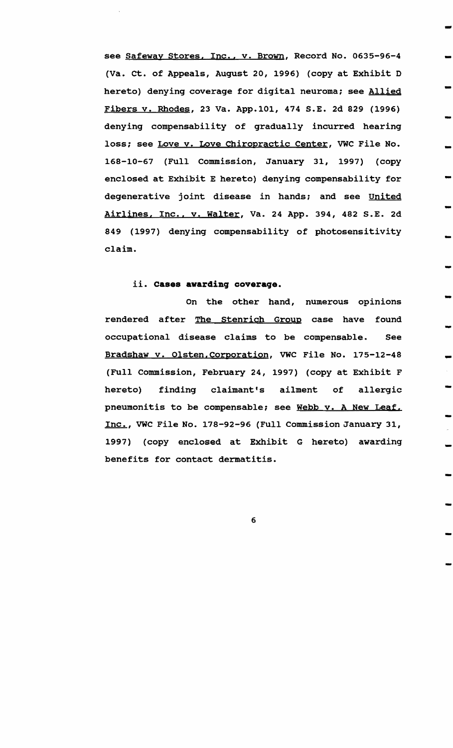see Safeway Stores, Inc., v. Brown, Record No. 0635-96-4 (Va. Ct. of Appeals, August 20, 1996) (copy at Exhibit D hereto) denying coverage for digital neuroma; see Allied Fibers v. Rhodes, 23 Va. App.101, 474 S.E. 2d 829 (1996) denying compensability of gradually incurred hearing loss; see Love v. Love Chiropractic Center, VWC File No. 168-10-67 (Full Commission, January 31, 1997) (copy enclosed at Exhibit E hereto) denying compensability for degenerative joint disease in hands; and see United Airlines, Inc., v. Walter, Va. 24 App. 394, 482 S.E. 2d 849 (1997) denying compensability of photosensitivity claim.

ii. **Cases awarding coverage.**

On the other hand, numerous opinions rendered after The Stenrich Group case have found occupational disease claims to be compensable. See Bradshaw v. Olsten,Corporation, VWC File No. 175-12-48 (Full Commission, February 24, 1997) (copy at Exhibit F hereto) finding claimant's ailment of allergic pneumonitis to be compensable; see Webb v. A New Leaf, Inc., VWC File No. 178-92-96 (Full Commission January 31, 1997) (copy enclosed at Exhibit G hereto) awarding benefits for contact dermatitis.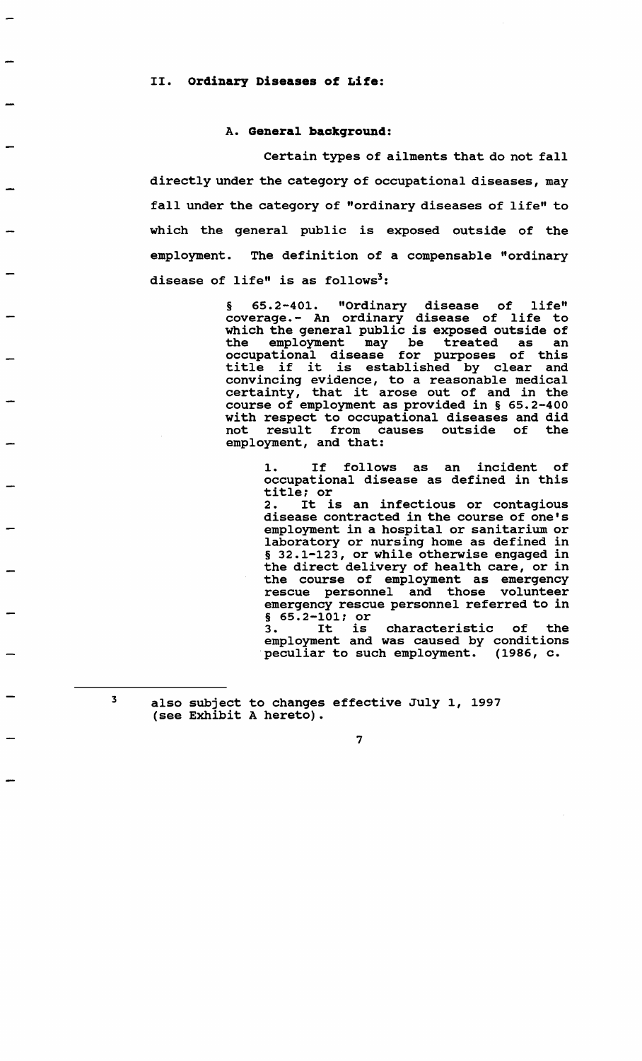## II. Ordinary Diseases of Life:

### A. General background:

Certain types of ailments that do not fall directly under the category of occupational diseases, may fall under the category of "ordinary diseases of life" to which the general public is exposed outside of the employment. The definition of a compensable "ordinary disease of life" is as follows[3]:

> § 65.2-401. "Ordinary disease of life" coverage.- An ordinary disease of life to which the general public is exposed outside of the employment may be treated as an occupational disease for purposes of this title if it is established by clear and convincing evidence, to a reasonable medical certainty, that it arose out of and in the course of employment as provided in § 65.2-400 with respect to occupational diseases and did not result from causes outside of the employment, and that:
>
> 1. If follows as an incident of occupational disease as defined in this title; or
> 2. It is an infectious or contagious disease contracted in the course of one's employment in a hospital or sanitarium or laboratory or nursing home as defined in § 32.1-123, or while otherwise engaged in the direct delivery of health care, or in the course of employment as emergency rescue personnel and those volunteer emergency rescue personnel referred to in § 65.2-101; or
> 3. It is characteristic of the employment and was caused by conditions peculiar to such employment. (1986, c.

[3] also subject to changes effective July 1, 1997 (see Exhibit A hereto).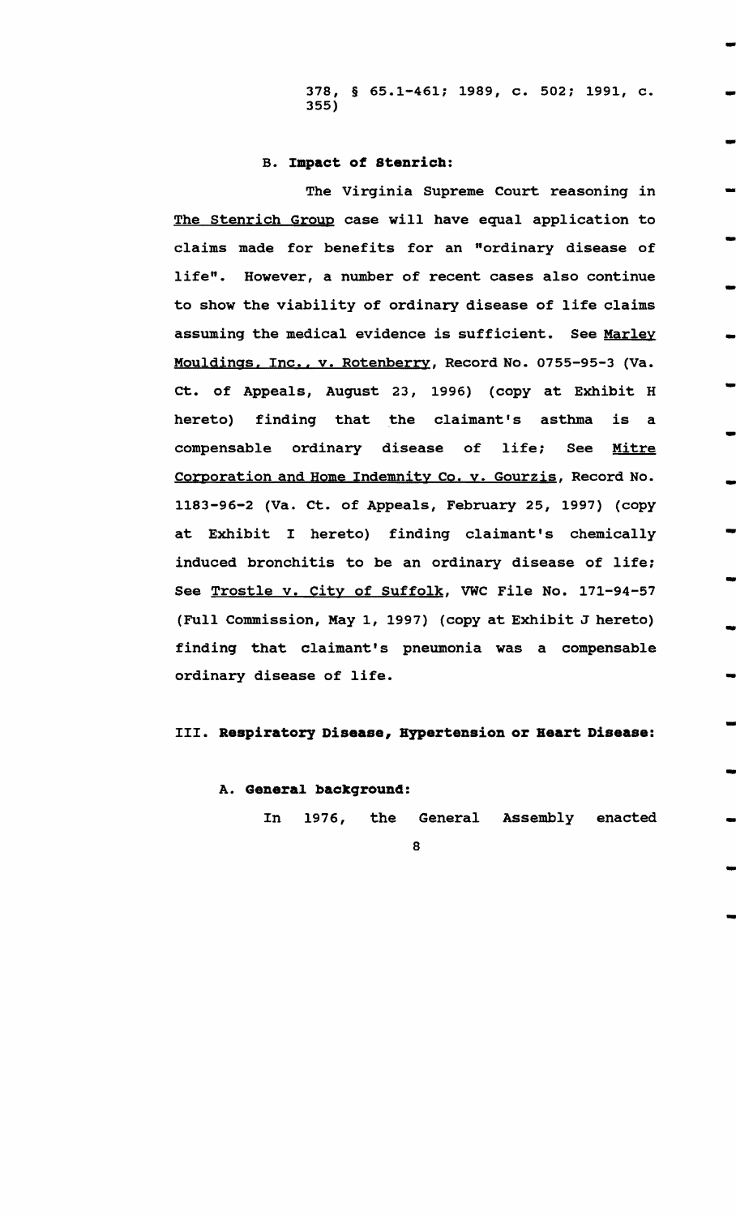378, § 65.1-461; 1989, c. 502; 1991, c. 355)

### B. **Impact of Stenrich:**

The Virginia Supreme Court reasoning in The Stenrich Group case will have equal application to claims made for benefits for an "ordinary disease of life". However, a number of recent cases also continue to show the viability of ordinary disease of life claims assuming the medical evidence is sufficient. See Marley Mouldings, Inc., v. Rotenberry, Record No. 0755-95-3 (Va. Ct. of Appeals, August 23, 1996) (copy at Exhibit H hereto) finding that the claimant's asthma is a compensable ordinary disease of life; See Mitre Corporation and Home Indemnity Co. v. Gourzis, Record No. 1183-96-2 (Va. Ct. of Appeals, February 25, 1997) (copy at Exhibit I hereto) finding claimant's chemically induced bronchitis to be an ordinary disease of life; See Trostle v. City of Suffolk, VWC File No. 171-94-57 (Full Commission, May 1, 1997) (copy at Exhibit J hereto) finding that claimant's pneumonia was a compensable ordinary disease of life.

## III. **Respiratory Disease, Hypertension or Heart Disease:**

### A. **General background:**

In 1976, the General Assembly enacted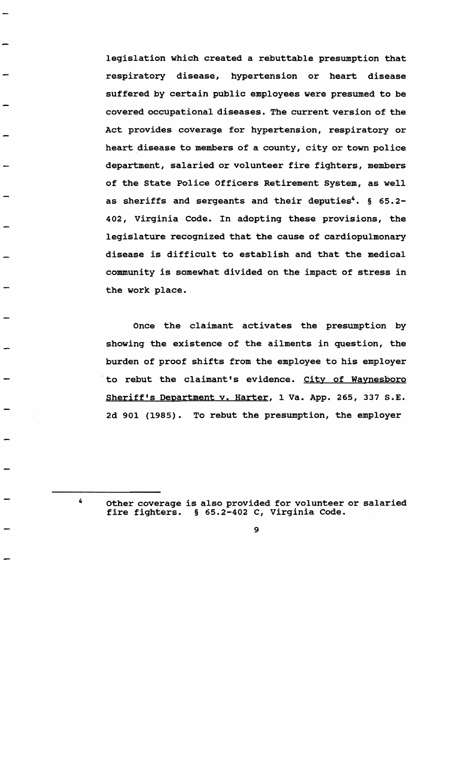legislation which created a rebuttable presumption that respiratory disease, hypertension or heart disease suffered by certain public employees were presumed to be covered occupational diseases. The current version of the Act provides coverage for hypertension, respiratory or heart disease to members of a county, city or town police department, salaried or volunteer fire fighters, members of the State Police Officers Retirement System, as well as sheriffs and sergeants and their deputies[4]. § 65.2-402, Virginia Code. In adopting these provisions, the legislature recognized that the cause of cardiopulmonary disease is difficult to establish and that the medical community is somewhat divided on the impact of stress in the work place.

Once the claimant activates the presumption by showing the existence of the ailments in question, the burden of proof shifts from the employee to his employer to rebut the claimant's evidence. City of Waynesboro Sheriff's Department v. Harter, 1 Va. App. 265, 337 S.E. 2d 901 (1985). To rebut the presumption, the employer

---

[4] Other coverage is also provided for volunteer or salaried fire fighters. § 65.2-402 C, Virginia Code.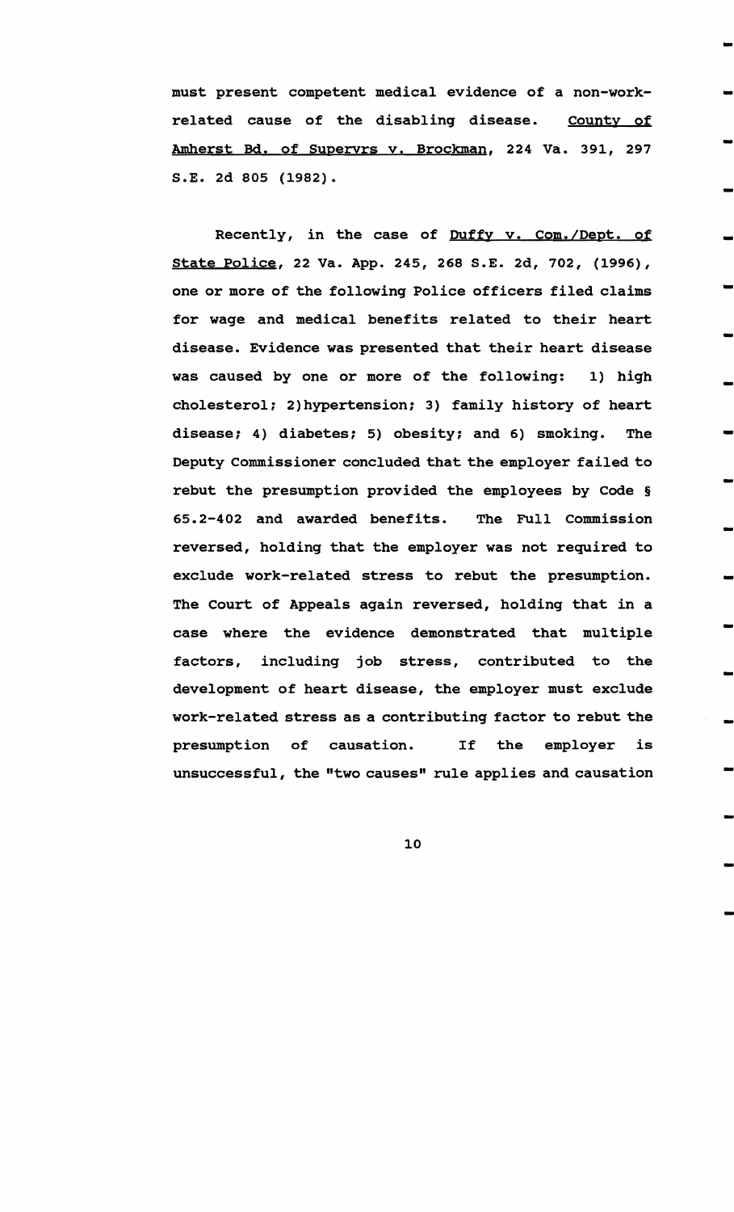must present competent medical evidence of a non-work-related cause of the disabling disease. <u>County of Amherst Bd. of Supervrs v. Brockman</u>, 224 Va. 391, 297 S.E. 2d 805 (1982).

Recently, in the case of <u>Duffy v. Com./Dept. of State Police</u>, 22 Va. App. 245, 268 S.E. 2d, 702, (1996), one or more of the following Police officers filed claims for wage and medical benefits related to their heart disease. Evidence was presented that their heart disease was caused by one or more of the following: 1) high cholesterol; 2)hypertension; 3) family history of heart disease; 4) diabetes; 5) obesity; and 6) smoking. The Deputy Commissioner concluded that the employer failed to rebut the presumption provided the employees by Code § 65.2-402 and awarded benefits. The Full Commission reversed, holding that the employer was not required to exclude work-related stress to rebut the presumption. The Court of Appeals again reversed, holding that in a case where the evidence demonstrated that multiple factors, including job stress, contributed to the development of heart disease, the employer must exclude work-related stress as a contributing factor to rebut the presumption of causation. If the employer is unsuccessful, the "two causes" rule applies and causation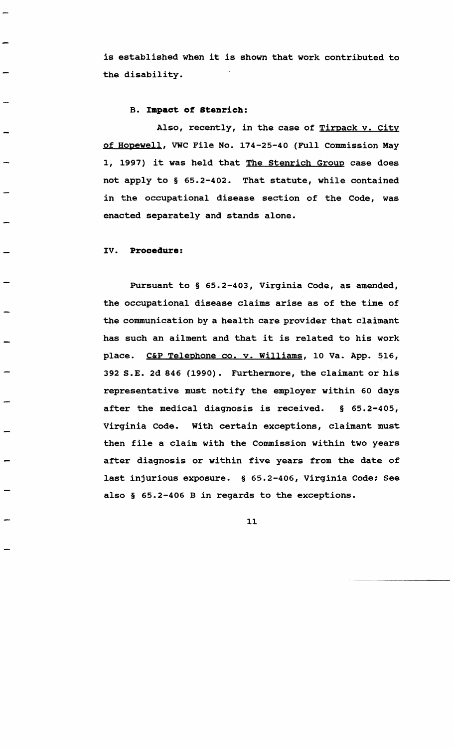is established when it is shown that work contributed to the disability.

### B. **Impact of Stenrich:**

Also, recently, in the case of Tirpack v. City of Hopewell, VWC File No. 174-25-40 (Full Commission May 1, 1997) it was held that The Stenrich Group case does not apply to § 65.2-402. That statute, while contained in the occupational disease section of the Code, was enacted separately and stands alone.

## IV. **Procedure:**

Pursuant to § 65.2-403, Virginia Code, as amended, the occupational disease claims arise as of the time of the communication by a health care provider that claimant has such an ailment and that it is related to his work place. C&P Telephone co. v. Williams, 10 Va. App. 516, 392 S.E. 2d 846 (1990). Furthermore, the claimant or his representative must notify the employer within 60 days after the medical diagnosis is received. § 65.2-405, Virginia Code. With certain exceptions, claimant must then file a claim with the Commission within two years after diagnosis or within five years from the date of last injurious exposure. § 65.2-406, Virginia Code; See also § 65.2-406 B in regards to the exceptions.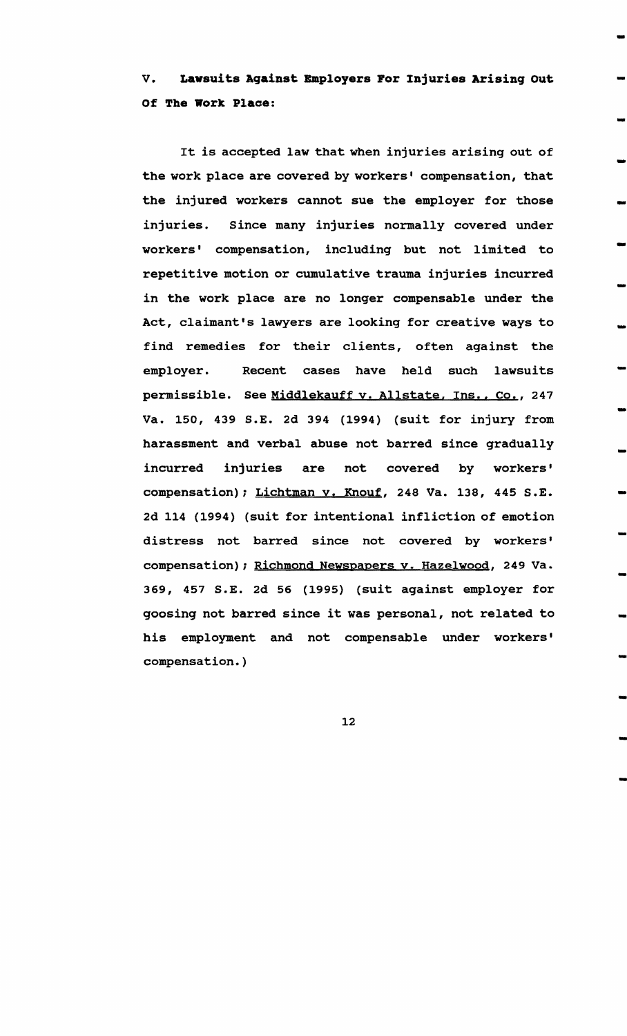## V. Lawsuits Against Employers For Injuries Arising Out Of The Work Place:

It is accepted law that when injuries arising out of the work place are covered by workers' compensation, that the injured workers cannot sue the employer for those injuries. Since many injuries normally covered under workers' compensation, including but not limited to repetitive motion or cumulative trauma injuries incurred in the work place are no longer compensable under the Act, claimant's lawyers are looking for creative ways to find remedies for their clients, often against the employer. Recent cases have held such lawsuits permissible. See Middlekauff v. Allstate, Ins., Co., 247 Va. 150, 439 S.E. 2d 394 (1994) (suit for injury from harassment and verbal abuse not barred since gradually incurred injuries are not covered by workers' compensation); Lichtman v. Knouf, 248 Va. 138, 445 S.E. 2d 114 (1994) (suit for intentional infliction of emotion distress not barred since not covered by workers' compensation); Richmond Newspapers v. Hazelwood, 249 Va. 369, 457 S.E. 2d 56 (1995) (suit against employer for goosing not barred since it was personal, not related to his employment and not compensable under workers' compensation.)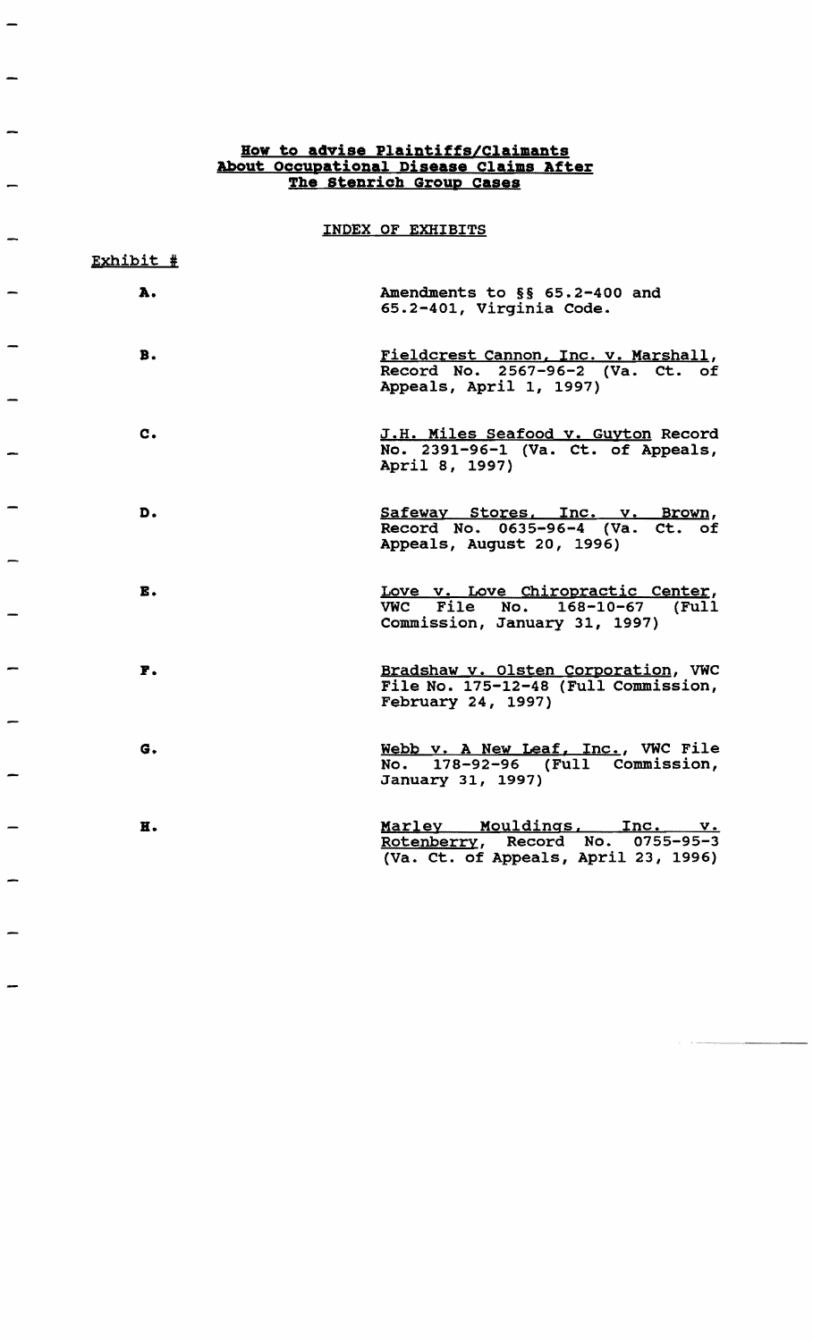# How to advise Plaintiffs/Claimants About Occupational Disease Claims After The Stenrich Group Cases

## INDEX OF EXHIBITS

| Exhibit # | |
|---|---|
| **A.** | Amendments to §§ 65.2-400 and 65.2-401, Virginia Code. |
| **B.** | Fieldcrest Cannon, Inc. v. Marshall, Record No. 2567-96-2 (Va. Ct. of Appeals, April 1, 1997) |
| **C.** | J.H. Miles Seafood v. Guyton Record No. 2391-96-1 (Va. Ct. of Appeals, April 8, 1997) |
| **D.** | Safeway Stores, Inc. v. Brown, Record No. 0635-96-4 (Va. Ct. of Appeals, August 20, 1996) |
| **E.** | Love v. Love Chiropractic Center, VWC File No. 168-10-67 (Full Commission, January 31, 1997) |
| **F.** | Bradshaw v. Olsten Corporation, VWC File No. 175-12-48 (Full Commission, February 24, 1997) |
| **G.** | Webb v. A New Leaf, Inc., VWC File No. 178-92-96 (Full Commission, January 31, 1997) |
| **H.** | Marley Mouldings, Inc. v. Rotenberry, Record No. 0755-95-3 (Va. Ct. of Appeals, April 23, 1996) |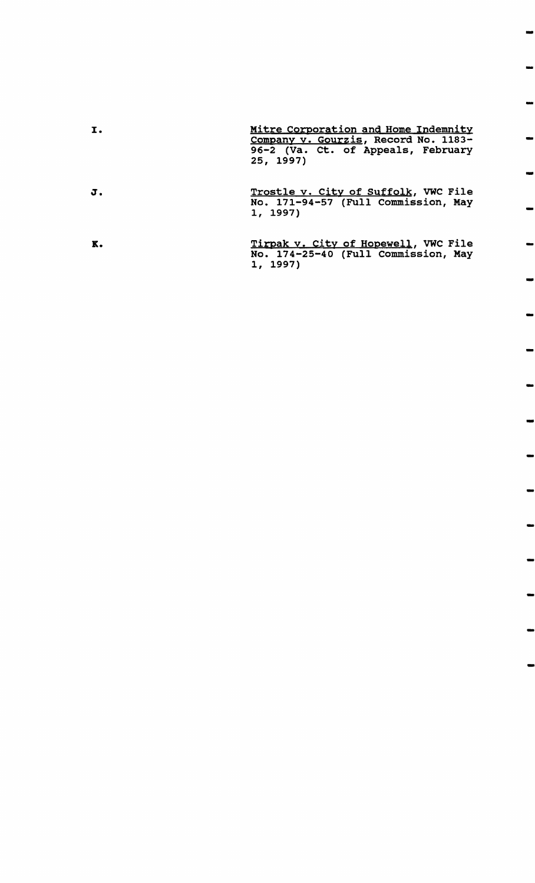I. <u>Mitre Corporation and Home Indemnity Company v. Gourzis</u>, Record No. 1183-96-2 (Va. Ct. of Appeals, February 25, 1997)

J. <u>Trostle v. City of Suffolk</u>, VWC File No. 171-94-57 (Full Commission, May 1, 1997)

K. <u>Tirpak v. City of Hopewell</u>, VWC File No. 174-25-40 (Full Commission, May 1, 1997)